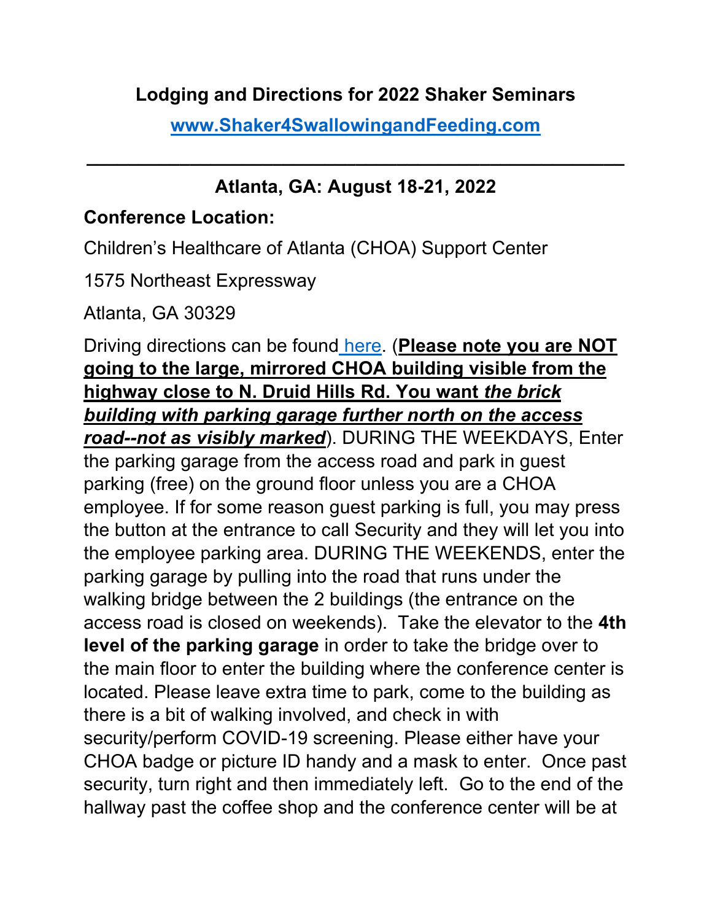# Lodging and Directions for 2022 Shaker Seminars

**[www.Shaker4SwallowingandFeeding.com](www.Shaker4SwallowingandFeeding.com)**

---

## Atlanta, GA: August 18-21, 2022

**Conference Location:**

Children's Healthcare of Atlanta (CHOA) Support Center

1575 Northeast Expressway

Atlanta, GA 30329

Driving directions can be found here. (**Please note you are NOT going to the large, mirrored CHOA building visible from the highway close to N. Druid Hills Rd. You want *the brick building with parking garage further north on the access road--not as visibly marked***). DURING THE WEEKDAYS, Enter the parking garage from the access road and park in guest parking (free) on the ground floor unless you are a CHOA employee. If for some reason guest parking is full, you may press the button at the entrance to call Security and they will let you into the employee parking area. DURING THE WEEKENDS, enter the parking garage by pulling into the road that runs under the walking bridge between the 2 buildings (the entrance on the access road is closed on weekends). Take the elevator to the **4th level of the parking garage** in order to take the bridge over to the main floor to enter the building where the conference center is located. Please leave extra time to park, come to the building as there is a bit of walking involved, and check in with security/perform COVID-19 screening. Please either have your CHOA badge or picture ID handy and a mask to enter. Once past security, turn right and then immediately left. Go to the end of the hallway past the coffee shop and the conference center will be at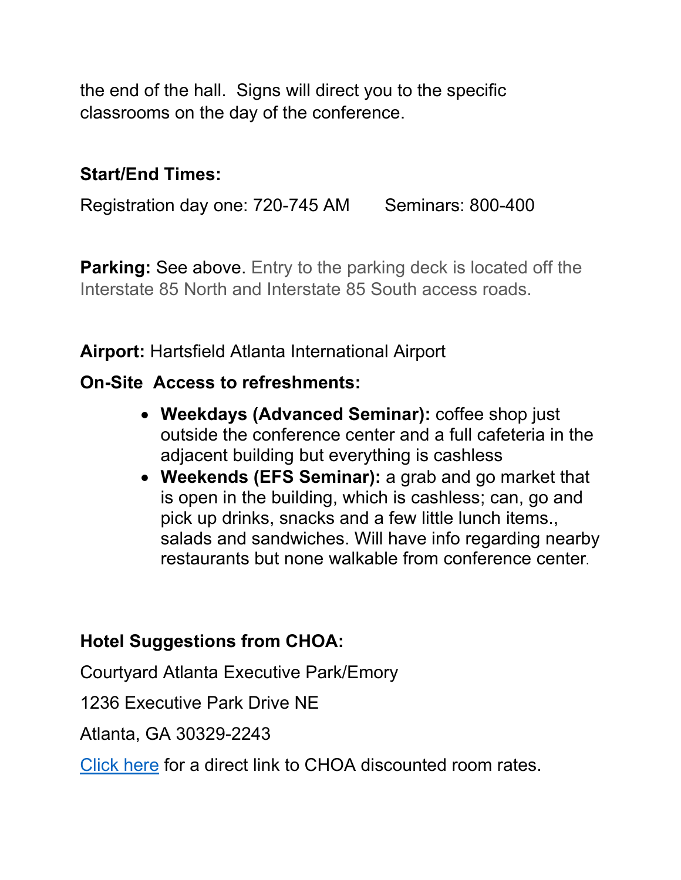the end of the hall.  Signs will direct you to the specific classrooms on the day of the conference.

**Start/End Times:**

Registration day one: 720-745 AM      Seminars: 800-400

**Parking:** See above. Entry to the parking deck is located off the Interstate 85 North and Interstate 85 South access roads.

**Airport:** Hartsfield Atlanta International Airport

**On-Site  Access to refreshments:**

- **Weekdays (Advanced Seminar):** coffee shop just outside the conference center and a full cafeteria in the adjacent building but everything is cashless
- **Weekends (EFS Seminar):** a grab and go market that is open in the building, which is cashless; can, go and pick up drinks, snacks and a few little lunch items., salads and sandwiches. Will have info regarding nearby restaurants but none walkable from conference center.

**Hotel Suggestions from CHOA:**

Courtyard Atlanta Executive Park/Emory

1236 Executive Park Drive NE

Atlanta, GA 30329-2243

Click here for a direct link to CHOA discounted room rates.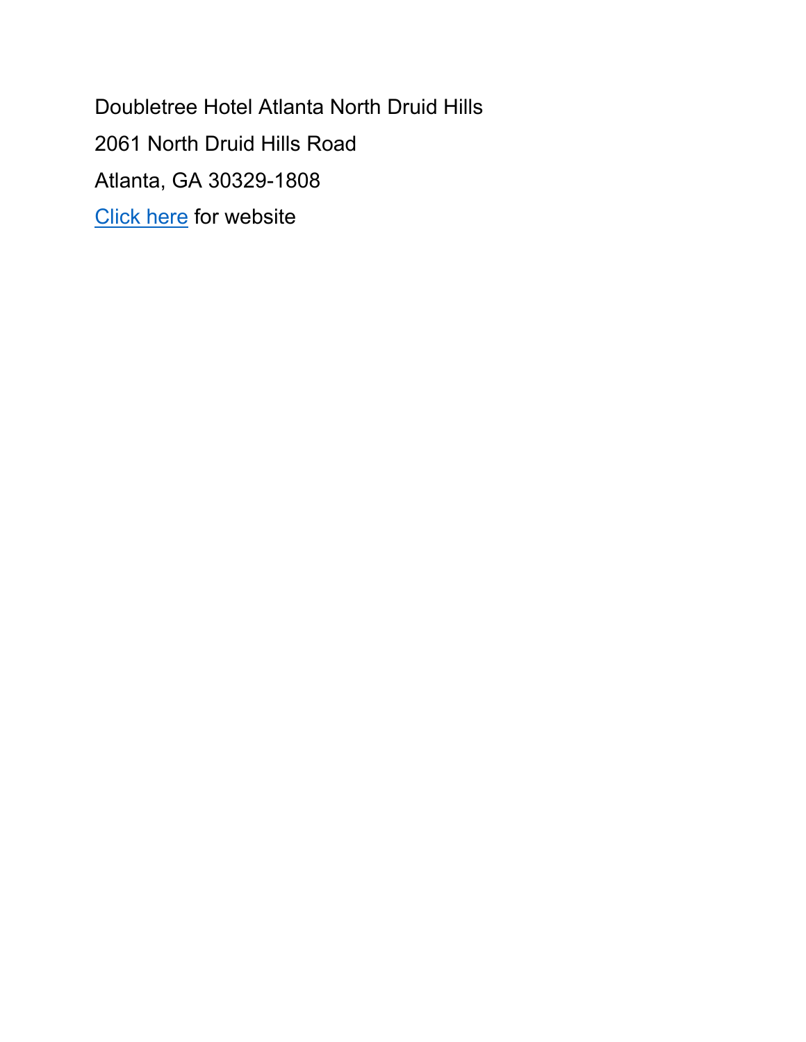Doubletree Hotel Atlanta North Druid Hills

2061 North Druid Hills Road

Atlanta, GA 30329-1808

Click here for website